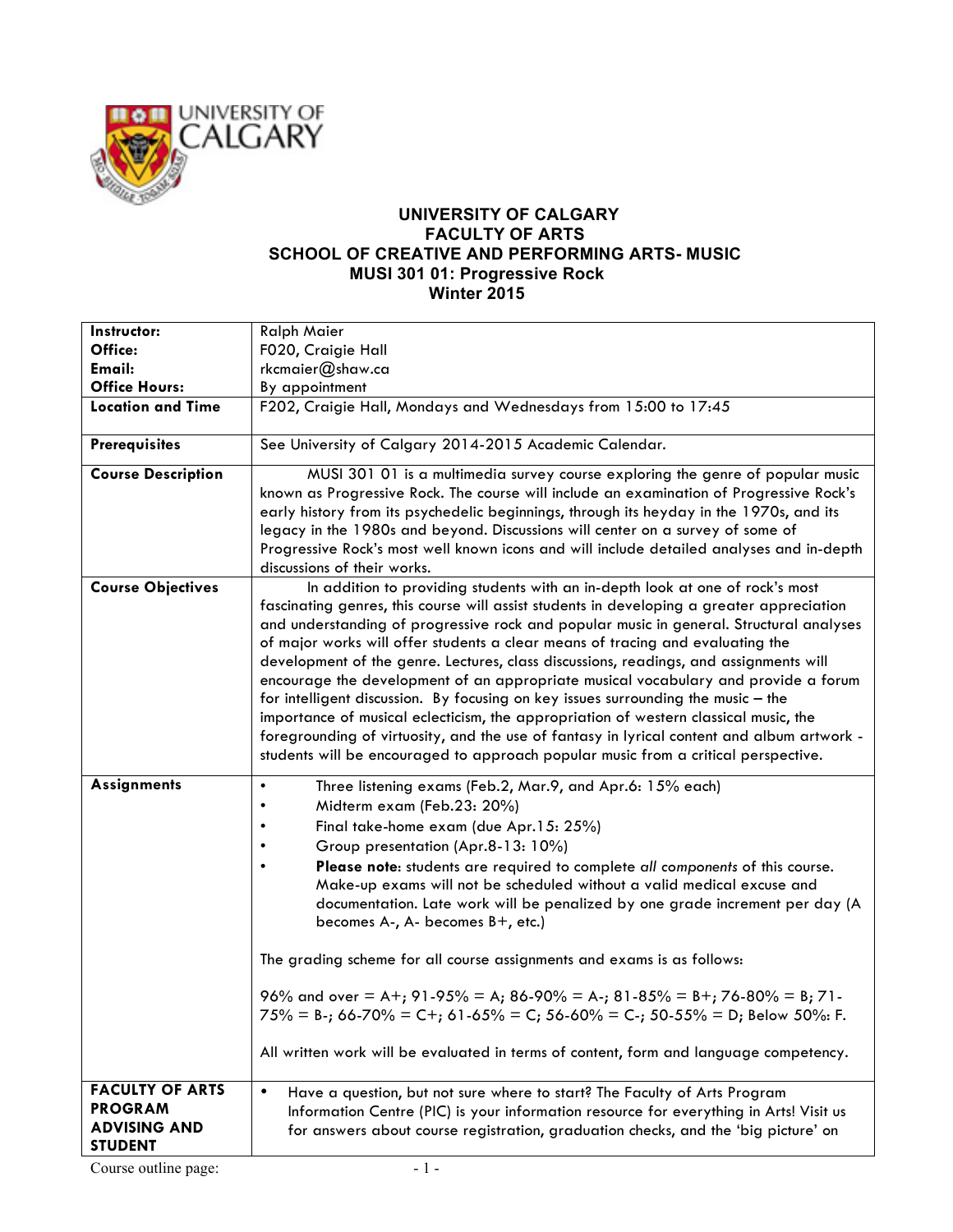# UNIVERSITY OF CALGARY
## FACULTY OF ARTS
## SCHOOL OF CREATIVE AND PERFORMING ARTS- MUSIC
## MUSI 301 01: Progressive Rock
## Winter 2015

| | |
|---|---|
| **Instructor:**<br>**Office:**<br>**Email:**<br>**Office Hours:** | Ralph Maier<br>F020, Craigie Hall<br>rkcmaier@shaw.ca<br>By appointment |
| **Location and Time** | F202, Craigie Hall, Mondays and Wednesdays from 15:00 to 17:45 |
| **Prerequisites** | See University of Calgary 2014-2015 Academic Calendar. |
| **Course Description** | MUSI 301 01 is a multimedia survey course exploring the genre of popular music known as Progressive Rock. The course will include an examination of Progressive Rock's early history from its psychedelic beginnings, through its heyday in the 1970s, and its legacy in the 1980s and beyond. Discussions will center on a survey of some of Progressive Rock's most well known icons and will include detailed analyses and in-depth discussions of their works. |
| **Course Objectives** | In addition to providing students with an in-depth look at one of rock's most fascinating genres, this course will assist students in developing a greater appreciation and understanding of progressive rock and popular music in general. Structural analyses of major works will offer students a clear means of tracing and evaluating the development of the genre. Lectures, class discussions, readings, and assignments will encourage the development of an appropriate musical vocabulary and provide a forum for intelligent discussion. By focusing on key issues surrounding the music – the importance of musical eclecticism, the appropriation of western classical music, the foregrounding of virtuosity, and the use of fantasy in lyrical content and album artwork - students will be encouraged to approach popular music from a critical perspective. |
| **Assignments** | • Three listening exams (Feb.2, Mar.9, and Apr.6: 15% each)<br>• Midterm exam (Feb.23: 20%)<br>• Final take-home exam (due Apr.15: 25%)<br>• Group presentation (Apr.8-13: 10%)<br>• **Please note**: students are required to complete *all components* of this course. Make-up exams will not be scheduled without a valid medical excuse and documentation. Late work will be penalized by one grade increment per day (A becomes A-, A- becomes B+, etc.)<br><br>The grading scheme for all course assignments and exams is as follows:<br><br>96% and over = A+; 91-95% = A; 86-90% = A-; 81-85% = B+; 76-80% = B; 71-75% = B-; 66-70% = C+; 61-65% = C; 56-60% = C-; 50-55% = D; Below 50%: F.<br><br>All written work will be evaluated in terms of content, form and language competency. |
| **FACULTY OF ARTS PROGRAM ADVISING AND STUDENT** | • Have a question, but not sure where to start? The Faculty of Arts Program Information Centre (PIC) is your information resource for everything in Arts! Visit us for answers about course registration, graduation checks, and the 'big picture' on |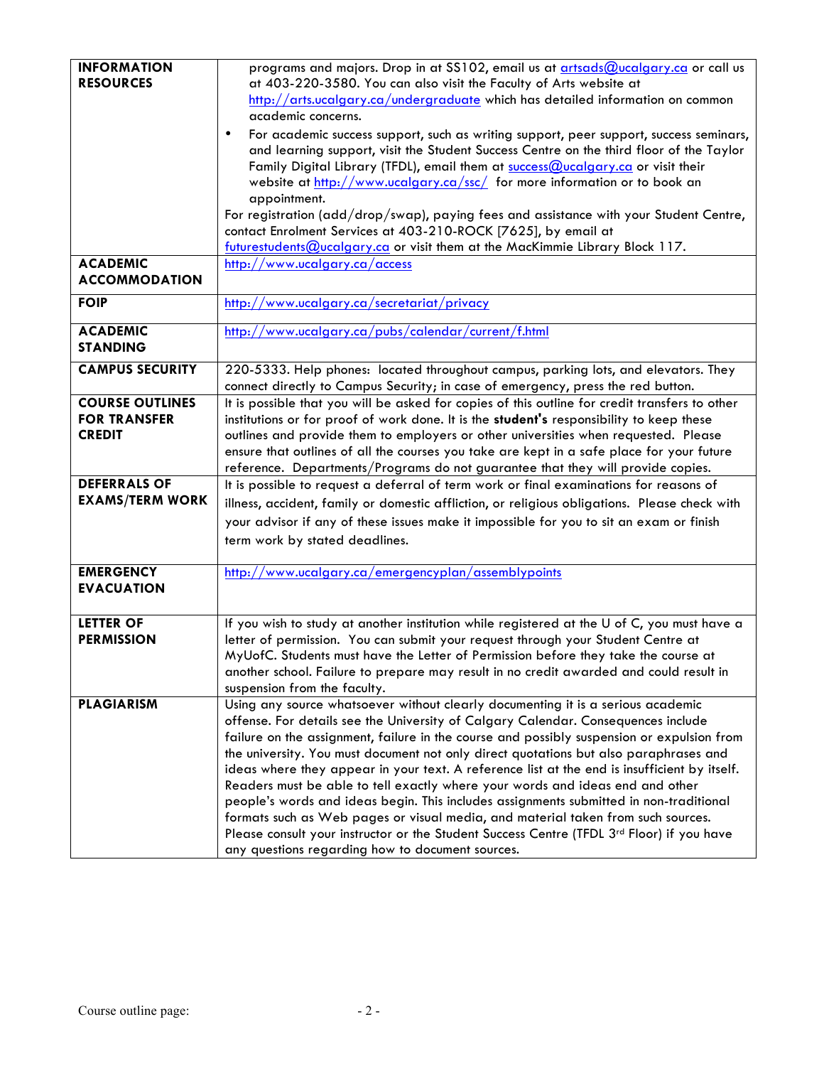| | |
|---|---|
| **INFORMATION RESOURCES** | programs and majors. Drop in at SS102, email us at artsads@ucalgary.ca or call us at 403-220-3580. You can also visit the Faculty of Arts website at http://arts.ucalgary.ca/undergraduate which has detailed information on common academic concerns.<br>• For academic success support, such as writing support, peer support, success seminars, and learning support, visit the Student Success Centre on the third floor of the Taylor Family Digital Library (TFDL), email them at success@ucalgary.ca or visit their website at http://www.ucalgary.ca/ssc/ for more information or to book an appointment.<br>For registration (add/drop/swap), paying fees and assistance with your Student Centre, contact Enrolment Services at 403-210-ROCK [7625], by email at futurestudents@ucalgary.ca or visit them at the MacKimmie Library Block 117. |
| **ACADEMIC ACCOMMODATION** | http://www.ucalgary.ca/access |
| **FOIP** | http://www.ucalgary.ca/secretariat/privacy |
| **ACADEMIC STANDING** | http://www.ucalgary.ca/pubs/calendar/current/f.html |
| **CAMPUS SECURITY** | 220-5333. Help phones: located throughout campus, parking lots, and elevators. They connect directly to Campus Security; in case of emergency, press the red button. |
| **COURSE OUTLINES FOR TRANSFER CREDIT** | It is possible that you will be asked for copies of this outline for credit transfers to other institutions or for proof of work done. It is the **student's** responsibility to keep these outlines and provide them to employers or other universities when requested. Please ensure that outlines of all the courses you take are kept in a safe place for your future reference. Departments/Programs do not guarantee that they will provide copies. |
| **DEFERRALS OF EXAMS/TERM WORK** | It is possible to request a deferral of term work or final examinations for reasons of illness, accident, family or domestic affliction, or religious obligations. Please check with your advisor if any of these issues make it impossible for you to sit an exam or finish term work by stated deadlines. |
| **EMERGENCY EVACUATION** | http://www.ucalgary.ca/emergencyplan/assemblypoints |
| **LETTER OF PERMISSION** | If you wish to study at another institution while registered at the U of C, you must have a letter of permission. You can submit your request through your Student Centre at MyUofC. Students must have the Letter of Permission before they take the course at another school. Failure to prepare may result in no credit awarded and could result in suspension from the faculty. |
| **PLAGIARISM** | Using any source whatsoever without clearly documenting it is a serious academic offense. For details see the University of Calgary Calendar. Consequences include failure on the assignment, failure in the course and possibly suspension or expulsion from the university. You must document not only direct quotations but also paraphrases and ideas where they appear in your text. A reference list at the end is insufficient by itself. Readers must be able to tell exactly where your words and ideas end and other people's words and ideas begin. This includes assignments submitted in non-traditional formats such as Web pages or visual media, and material taken from such sources. Please consult your instructor or the Student Success Centre (TFDL 3rd Floor) if you have any questions regarding how to document sources. |

Course outline page: